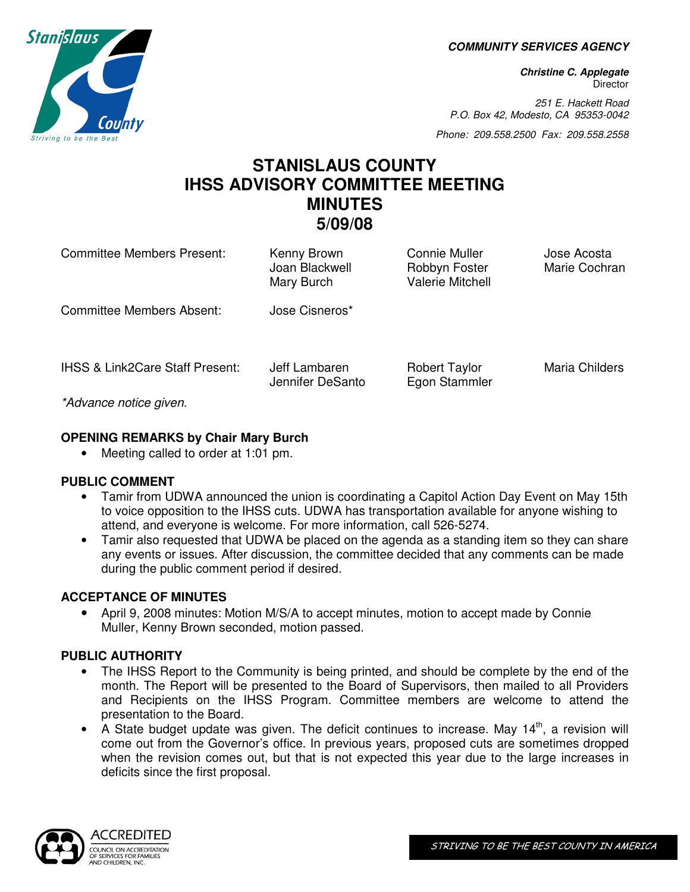**COMMUNITY SERVICES AGENCY**

***Christine C. Applegate***
Director

*251 E. Hackett Road*
*P.O. Box 42, Modesto, CA 95353-0042*

*Phone: 209.558.2500 Fax: 209.558.2558*

# STANISLAUS COUNTY IHSS ADVISORY COMMITTEE MEETING MINUTES 5/09/08

| | | | |
|---|---|---|---|
| Committee Members Present: | Kenny Brown<br>Joan Blackwell<br>Mary Burch | Connie Muller<br>Robbyn Foster<br>Valerie Mitchell | Jose Acosta<br>Marie Cochran |
| Committee Members Absent: | Jose Cisneros* | | |
| IHSS & Link2Care Staff Present: | Jeff Lambaren<br>Jennifer DeSanto | Robert Taylor<br>Egon Stammler | Maria Childers |

*\*Advance notice given.*

**OPENING REMARKS by Chair Mary Burch**

- Meeting called to order at 1:01 pm.

**PUBLIC COMMENT**

- Tamir from UDWA announced the union is coordinating a Capitol Action Day Event on May 15th to voice opposition to the IHSS cuts. UDWA has transportation available for anyone wishing to attend, and everyone is welcome. For more information, call 526-5274.
- Tamir also requested that UDWA be placed on the agenda as a standing item so they can share any events or issues. After discussion, the committee decided that any comments can be made during the public comment period if desired.

**ACCEPTANCE OF MINUTES**

- April 9, 2008 minutes: Motion M/S/A to accept minutes, motion to accept made by Connie Muller, Kenny Brown seconded, motion passed.

**PUBLIC AUTHORITY**

- The IHSS Report to the Community is being printed, and should be complete by the end of the month. The Report will be presented to the Board of Supervisors, then mailed to all Providers and Recipients on the IHSS Program. Committee members are welcome to attend the presentation to the Board.
- A State budget update was given. The deficit continues to increase. May 14th, a revision will come out from the Governor's office. In previous years, proposed cuts are sometimes dropped when the revision comes out, but that is not expected this year due to the large increases in deficits since the first proposal.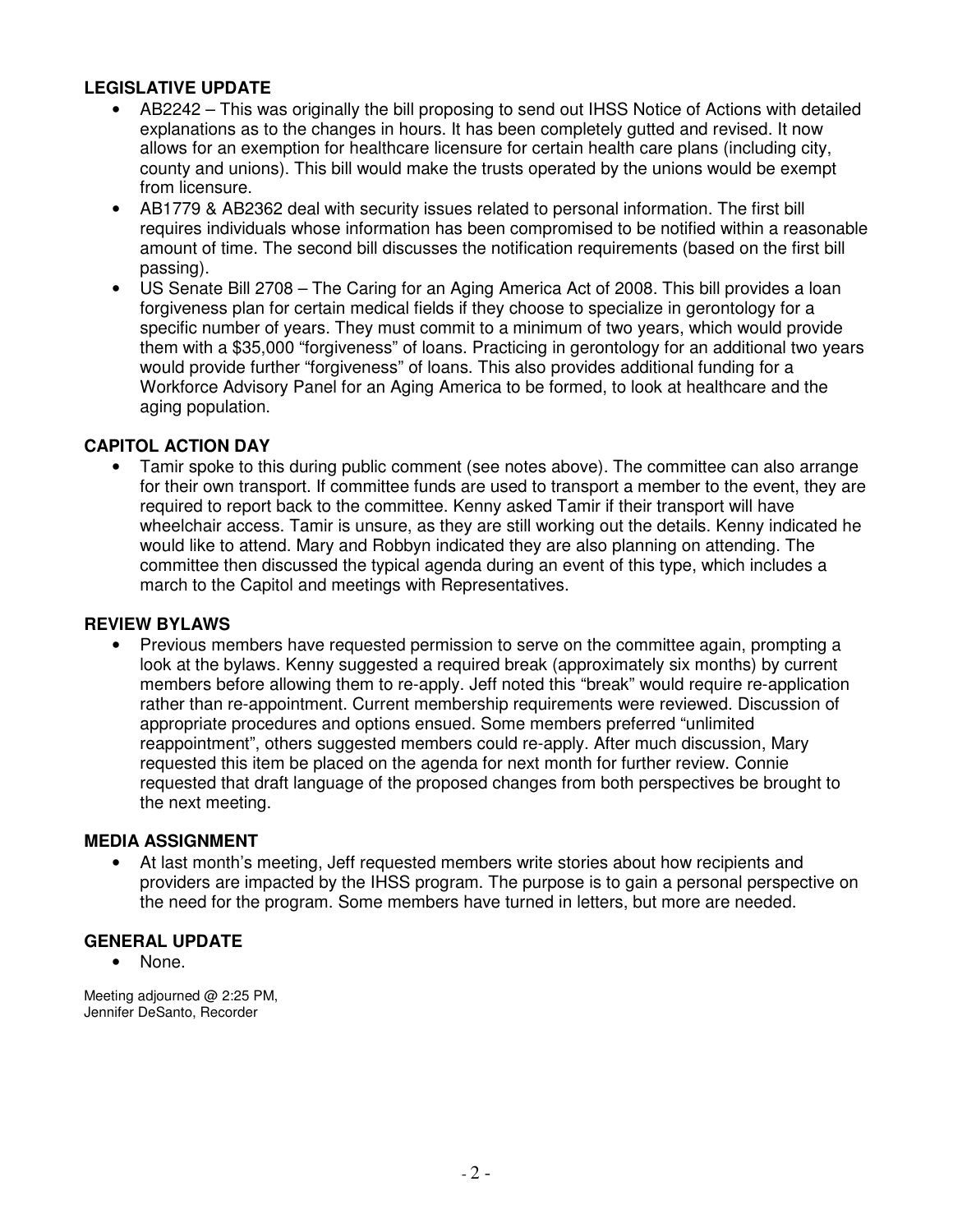## LEGISLATIVE UPDATE

- AB2242 – This was originally the bill proposing to send out IHSS Notice of Actions with detailed explanations as to the changes in hours. It has been completely gutted and revised. It now allows for an exemption for healthcare licensure for certain health care plans (including city, county and unions). This bill would make the trusts operated by the unions would be exempt from licensure.
- AB1779 & AB2362 deal with security issues related to personal information. The first bill requires individuals whose information has been compromised to be notified within a reasonable amount of time. The second bill discusses the notification requirements (based on the first bill passing).
- US Senate Bill 2708 – The Caring for an Aging America Act of 2008. This bill provides a loan forgiveness plan for certain medical fields if they choose to specialize in gerontology for a specific number of years. They must commit to a minimum of two years, which would provide them with a $35,000 "forgiveness" of loans. Practicing in gerontology for an additional two years would provide further "forgiveness" of loans. This also provides additional funding for a Workforce Advisory Panel for an Aging America to be formed, to look at healthcare and the aging population.

## CAPITOL ACTION DAY

- Tamir spoke to this during public comment (see notes above). The committee can also arrange for their own transport. If committee funds are used to transport a member to the event, they are required to report back to the committee. Kenny asked Tamir if their transport will have wheelchair access. Tamir is unsure, as they are still working out the details. Kenny indicated he would like to attend. Mary and Robbyn indicated they are also planning on attending. The committee then discussed the typical agenda during an event of this type, which includes a march to the Capitol and meetings with Representatives.

## REVIEW BYLAWS

- Previous members have requested permission to serve on the committee again, prompting a look at the bylaws. Kenny suggested a required break (approximately six months) by current members before allowing them to re-apply. Jeff noted this "break" would require re-application rather than re-appointment. Current membership requirements were reviewed. Discussion of appropriate procedures and options ensued. Some members preferred "unlimited reappointment", others suggested members could re-apply. After much discussion, Mary requested this item be placed on the agenda for next month for further review. Connie requested that draft language of the proposed changes from both perspectives be brought to the next meeting.

## MEDIA ASSIGNMENT

- At last month's meeting, Jeff requested members write stories about how recipients and providers are impacted by the IHSS program. The purpose is to gain a personal perspective on the need for the program. Some members have turned in letters, but more are needed.

## GENERAL UPDATE

- None.

Meeting adjourned @ 2:25 PM,
Jennifer DeSanto, Recorder